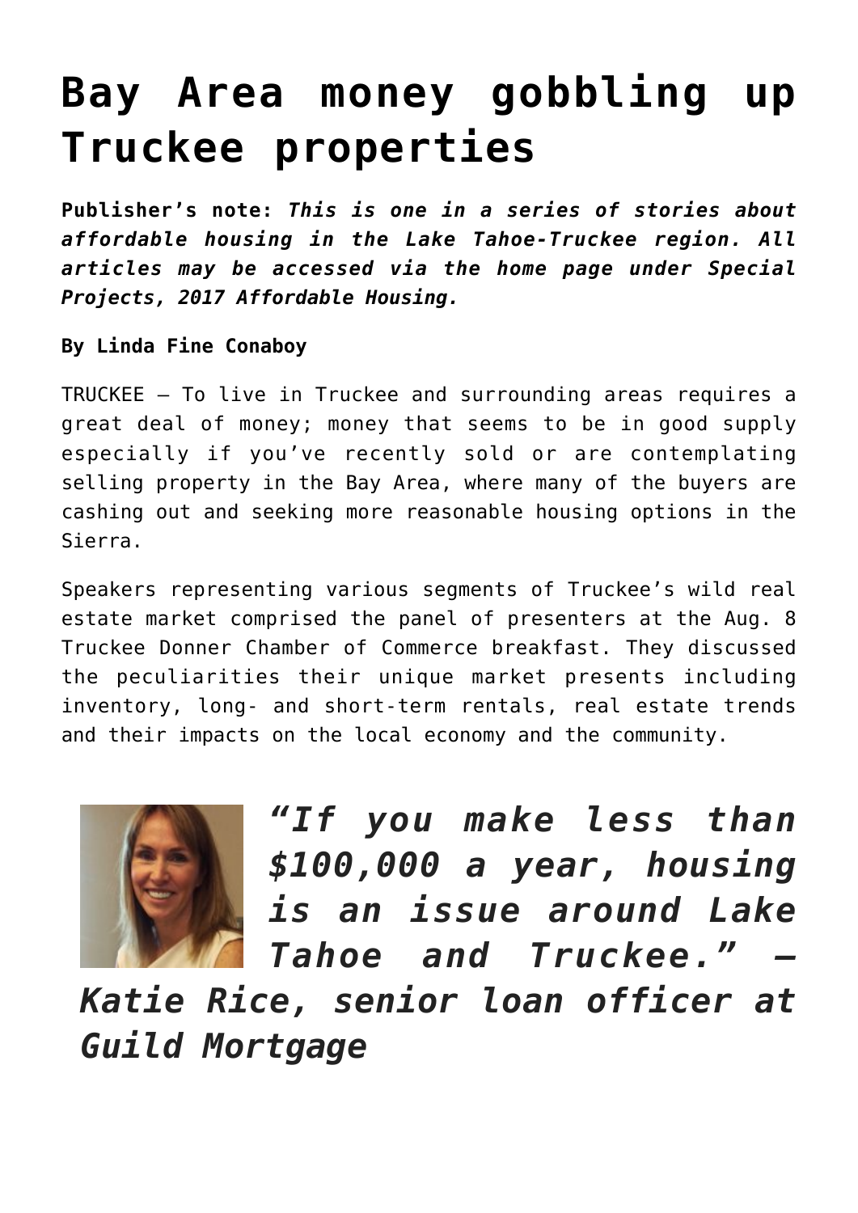# Bay Area money gobbling up Truckee properties

**Publisher's note:** ***This is one in a series of stories about affordable housing in the Lake Tahoe-Truckee region. All articles may be accessed via the home page under Special Projects, 2017 Affordable Housing.***

**By Linda Fine Conaboy**

TRUCKEE – To live in Truckee and surrounding areas requires a great deal of money; money that seems to be in good supply especially if you've recently sold or are contemplating selling property in the Bay Area, where many of the buyers are cashing out and seeking more reasonable housing options in the Sierra.

Speakers representing various segments of Truckee's wild real estate market comprised the panel of presenters at the Aug. 8 Truckee Donner Chamber of Commerce breakfast. They discussed the peculiarities their unique market presents including inventory, long- and short-term rentals, real estate trends and their impacts on the local economy and the community.

> ***"If you make less than $100,000 a year, housing is an issue around Lake Tahoe and Truckee." – Katie Rice, senior loan officer at Guild Mortgage***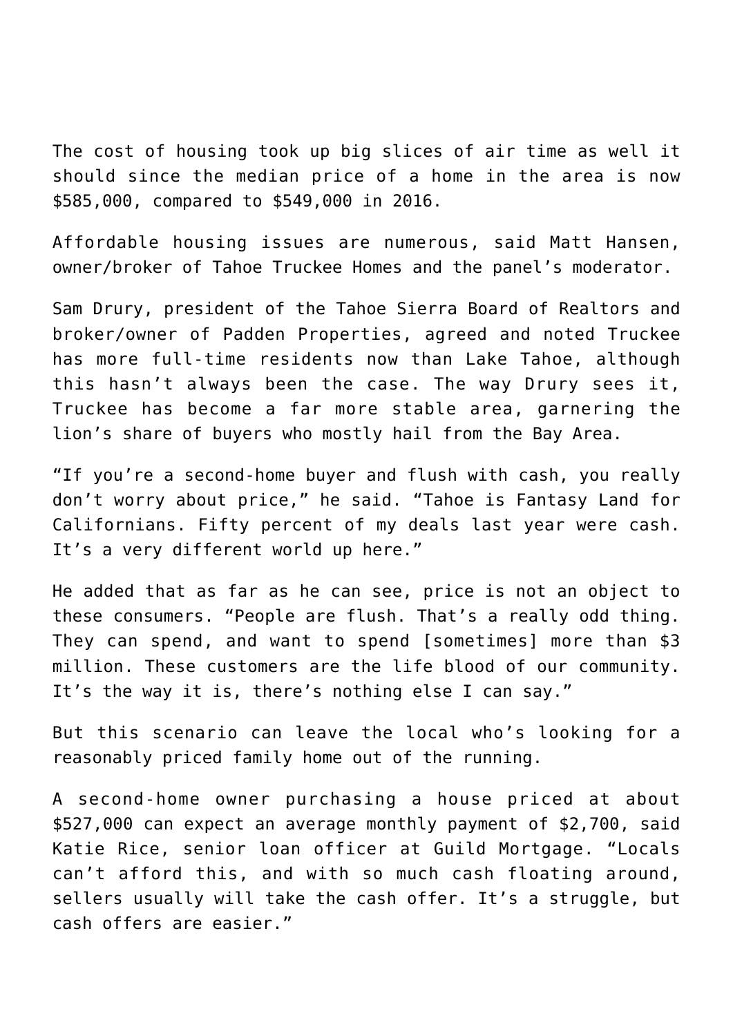The cost of housing took up big slices of air time as well it should since the median price of a home in the area is now $585,000, compared to $549,000 in 2016.

Affordable housing issues are numerous, said Matt Hansen, owner/broker of Tahoe Truckee Homes and the panel's moderator.

Sam Drury, president of the Tahoe Sierra Board of Realtors and broker/owner of Padden Properties, agreed and noted Truckee has more full-time residents now than Lake Tahoe, although this hasn't always been the case. The way Drury sees it, Truckee has become a far more stable area, garnering the lion's share of buyers who mostly hail from the Bay Area.

"If you're a second-home buyer and flush with cash, you really don't worry about price," he said. "Tahoe is Fantasy Land for Californians. Fifty percent of my deals last year were cash. It's a very different world up here."

He added that as far as he can see, price is not an object to these consumers. "People are flush. That's a really odd thing. They can spend, and want to spend [sometimes] more than $3 million. These customers are the life blood of our community. It's the way it is, there's nothing else I can say."

But this scenario can leave the local who's looking for a reasonably priced family home out of the running.

A second-home owner purchasing a house priced at about $527,000 can expect an average monthly payment of $2,700, said Katie Rice, senior loan officer at Guild Mortgage. "Locals can't afford this, and with so much cash floating around, sellers usually will take the cash offer. It's a struggle, but cash offers are easier."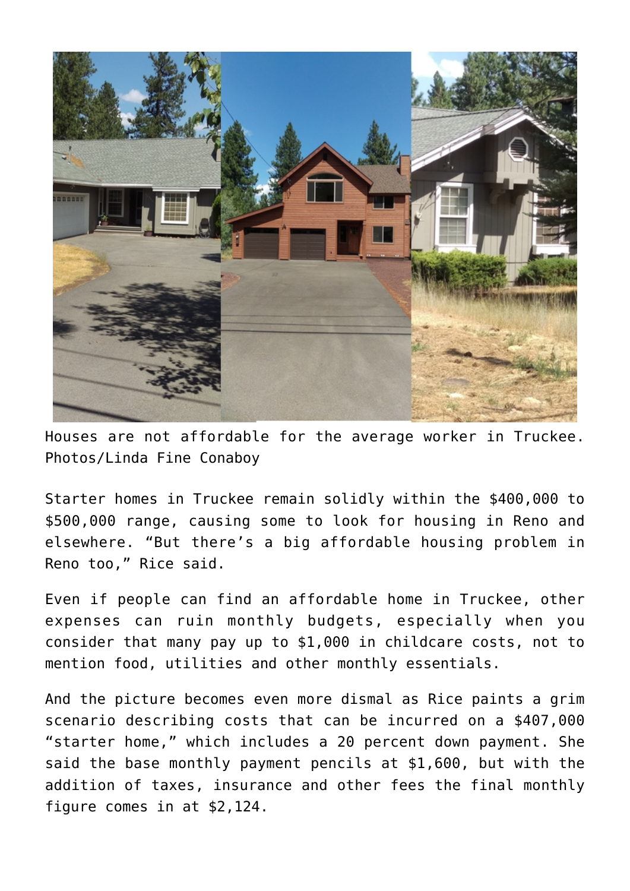Houses are not affordable for the average worker in Truckee. Photos/Linda Fine Conaboy

Starter homes in Truckee remain solidly within the $400,000 to $500,000 range, causing some to look for housing in Reno and elsewhere. “But there’s a big affordable housing problem in Reno too,” Rice said.

Even if people can find an affordable home in Truckee, other expenses can ruin monthly budgets, especially when you consider that many pay up to $1,000 in childcare costs, not to mention food, utilities and other monthly essentials.

And the picture becomes even more dismal as Rice paints a grim scenario describing costs that can be incurred on a $407,000 “starter home,” which includes a 20 percent down payment. She said the base monthly payment pencils at $1,600, but with the addition of taxes, insurance and other fees the final monthly figure comes in at $2,124.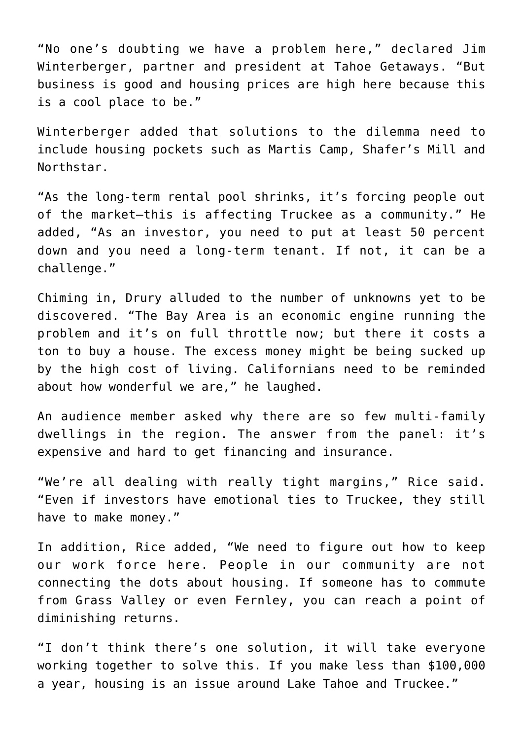"No one's doubting we have a problem here," declared Jim Winterberger, partner and president at Tahoe Getaways. "But business is good and housing prices are high here because this is a cool place to be."

Winterberger added that solutions to the dilemma need to include housing pockets such as Martis Camp, Shafer's Mill and Northstar.

"As the long-term rental pool shrinks, it's forcing people out of the market—this is affecting Truckee as a community." He added, "As an investor, you need to put at least 50 percent down and you need a long-term tenant. If not, it can be a challenge."

Chiming in, Drury alluded to the number of unknowns yet to be discovered. "The Bay Area is an economic engine running the problem and it's on full throttle now; but there it costs a ton to buy a house. The excess money might be being sucked up by the high cost of living. Californians need to be reminded about how wonderful we are," he laughed.

An audience member asked why there are so few multi-family dwellings in the region. The answer from the panel: it's expensive and hard to get financing and insurance.

"We're all dealing with really tight margins," Rice said. "Even if investors have emotional ties to Truckee, they still have to make money."

In addition, Rice added, "We need to figure out how to keep our work force here. People in our community are not connecting the dots about housing. If someone has to commute from Grass Valley or even Fernley, you can reach a point of diminishing returns.

"I don't think there's one solution, it will take everyone working together to solve this. If you make less than $100,000 a year, housing is an issue around Lake Tahoe and Truckee."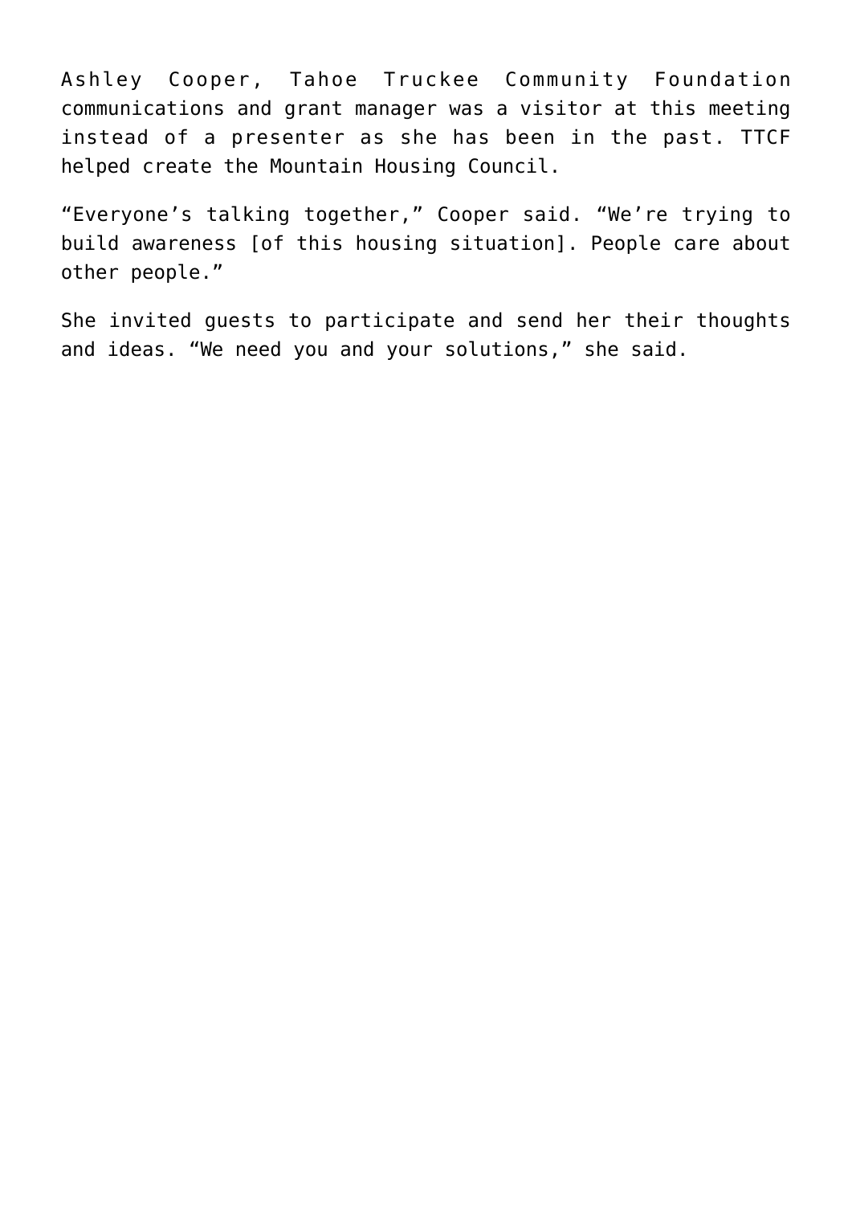Ashley Cooper, Tahoe Truckee Community Foundation communications and grant manager was a visitor at this meeting instead of a presenter as she has been in the past. TTCF helped create the Mountain Housing Council.

“Everyone’s talking together,” Cooper said. “We’re trying to build awareness [of this housing situation]. People care about other people.”

She invited guests to participate and send her their thoughts and ideas. “We need you and your solutions,” she said.